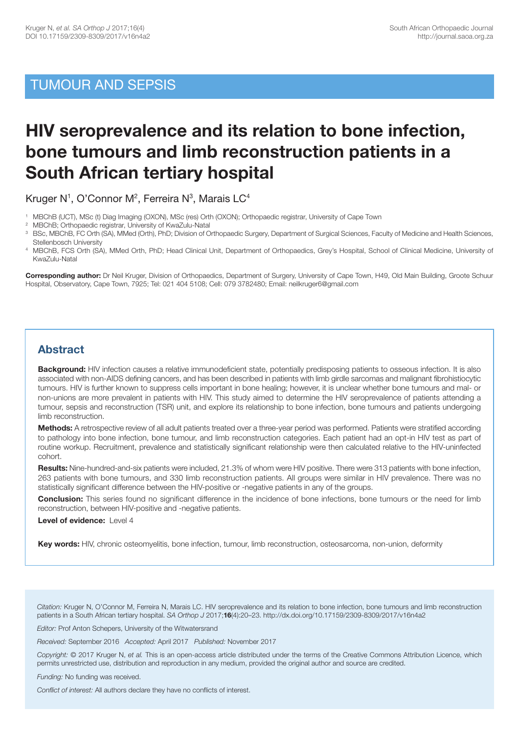TUMOUR AND SEPSIS

# HIV seroprevalence and its relation to bone infection, bone tumours and limb reconstruction patients in a South African tertiary hospital

Kruger N[1], O'Connor M[2], Ferreira N[3], Marais LC[4]

[1] MBChB (UCT), MSc (t) Diag Imaging (OXON), MSc (res) Orth (OXON); Orthopaedic registrar, University of Cape Town

[2] MBChB; Orthopaedic registrar, University of KwaZulu-Natal

[3] BSc, MBChB, FC Orth (SA), MMed (Orth), PhD; Division of Orthopaedic Surgery, Department of Surgical Sciences, Faculty of Medicine and Health Sciences, Stellenbosch University

[4] MBChB, FCS Orth (SA), MMed Orth, PhD; Head Clinical Unit, Department of Orthopaedics, Grey's Hospital, School of Clinical Medicine, University of KwaZulu-Natal

**Corresponding author:** Dr Neil Kruger, Division of Orthopaedics, Department of Surgery, University of Cape Town, H49, Old Main Building, Groote Schuur Hospital, Observatory, Cape Town, 7925; Tel: 021 404 5108; Cell: 079 3782480; Email: neilkruger6@gmail.com

## Abstract

**Background:** HIV infection causes a relative immunodeficient state, potentially predisposing patients to osseous infection. It is also associated with non-AIDS defining cancers, and has been described in patients with limb girdle sarcomas and malignant fibrohistiocytic tumours. HIV is further known to suppress cells important in bone healing; however, it is unclear whether bone tumours and mal- or non-unions are more prevalent in patients with HIV. This study aimed to determine the HIV seroprevalence of patients attending a tumour, sepsis and reconstruction (TSR) unit, and explore its relationship to bone infection, bone tumours and patients undergoing limb reconstruction.

**Methods:** A retrospective review of all adult patients treated over a three-year period was performed. Patients were stratified according to pathology into bone infection, bone tumour, and limb reconstruction categories. Each patient had an opt-in HIV test as part of routine workup. Recruitment, prevalence and statistically significant relationship were then calculated relative to the HIV-uninfected cohort.

**Results:** Nine-hundred-and-six patients were included, 21.3% of whom were HIV positive. There were 313 patients with bone infection, 263 patients with bone tumours, and 330 limb reconstruction patients. All groups were similar in HIV prevalence. There was no statistically significant difference between the HIV-positive or -negative patients in any of the groups.

**Conclusion:** This series found no significant difference in the incidence of bone infections, bone tumours or the need for limb reconstruction, between HIV-positive and -negative patients.

**Level of evidence:** Level 4

**Key words:** HIV, chronic osteomyelitis, bone infection, tumour, limb reconstruction, osteosarcoma, non-union, deformity

*Citation:* Kruger N, O'Connor M, Ferreira N, Marais LC. HIV seroprevalence and its relation to bone infection, bone tumours and limb reconstruction patients in a South African tertiary hospital. *SA Orthop J* 2017;**16**(4):20–23. http://dx.doi.org/10.17159/2309-8309/2017/v16n4a2

*Editor:* Prof Anton Schepers, University of the Witwatersrand

*Received:* September 2016 *Accepted:* April 2017 *Published:* November 2017

*Copyright:* © 2017 Kruger N, *et al.* This is an open-access article distributed under the terms of the Creative Commons Attribution Licence, which permits unrestricted use, distribution and reproduction in any medium, provided the original author and source are credited.

*Funding:* No funding was received.

*Conflict of interest:* All authors declare they have no conflicts of interest.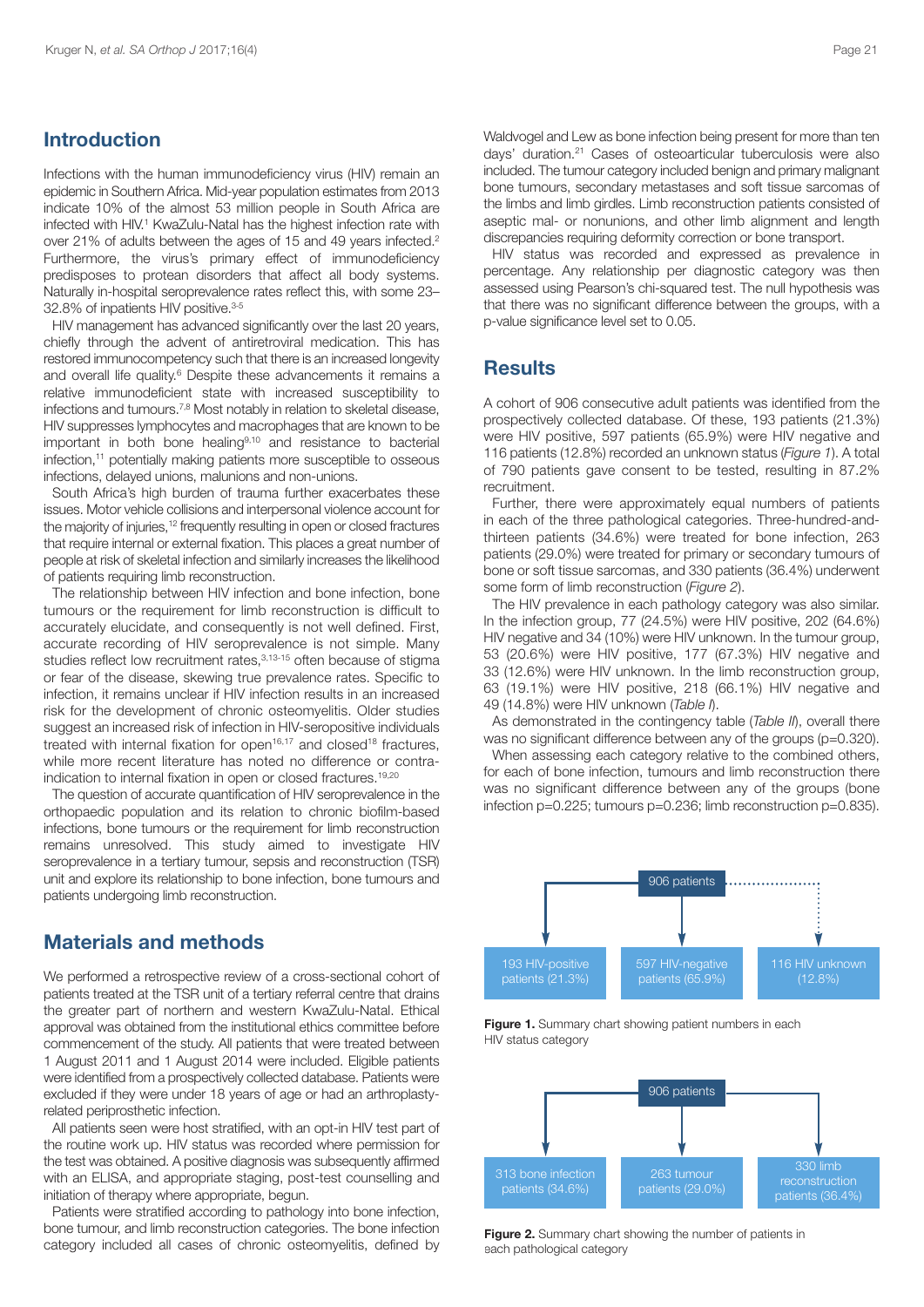## Introduction

Infections with the human immunodeficiency virus (HIV) remain an epidemic in Southern Africa. Mid-year population estimates from 2013 indicate 10% of the almost 53 million people in South Africa are infected with HIV.[1] KwaZulu-Natal has the highest infection rate with over 21% of adults between the ages of 15 and 49 years infected.[2] Furthermore, the virus's primary effect of immunodeficiency predisposes to protean disorders that affect all body systems. Naturally in-hospital seroprevalence rates reflect this, with some 23–32.8% of inpatients HIV positive.[3-5]

HIV management has advanced significantly over the last 20 years, chiefly through the advent of antiretroviral medication. This has restored immunocompetency such that there is an increased longevity and overall life quality.[6] Despite these advancements it remains a relative immunodeficient state with increased susceptibility to infections and tumours.[7,8] Most notably in relation to skeletal disease, HIV suppresses lymphocytes and macrophages that are known to be important in both bone healing[9,10] and resistance to bacterial infection,[11] potentially making patients more susceptible to osseous infections, delayed unions, malunions and non-unions.

South Africa's high burden of trauma further exacerbates these issues. Motor vehicle collisions and interpersonal violence account for the majority of injuries,[12] frequently resulting in open or closed fractures that require internal or external fixation. This places a great number of people at risk of skeletal infection and similarly increases the likelihood of patients requiring limb reconstruction.

The relationship between HIV infection and bone infection, bone tumours or the requirement for limb reconstruction is difficult to accurately elucidate, and consequently is not well defined. First, accurate recording of HIV seroprevalence is not simple. Many studies reflect low recruitment rates,[3,13-15] often because of stigma or fear of the disease, skewing true prevalence rates. Specific to infection, it remains unclear if HIV infection results in an increased risk for the development of chronic osteomyelitis. Older studies suggest an increased risk of infection in HIV-seropositive individuals treated with internal fixation for open[16,17] and closed[18] fractures, while more recent literature has noted no difference or contra-indication to internal fixation in open or closed fractures.[19,20]

The question of accurate quantification of HIV seroprevalence in the orthopaedic population and its relation to chronic biofilm-based infections, bone tumours or the requirement for limb reconstruction remains unresolved. This study aimed to investigate HIV seroprevalence in a tertiary tumour, sepsis and reconstruction (TSR) unit and explore its relationship to bone infection, bone tumours and patients undergoing limb reconstruction.

## Materials and methods

We performed a retrospective review of a cross-sectional cohort of patients treated at the TSR unit of a tertiary referral centre that drains the greater part of northern and western KwaZulu-Natal. Ethical approval was obtained from the institutional ethics committee before commencement of the study. All patients that were treated between 1 August 2011 and 1 August 2014 were included. Eligible patients were identified from a prospectively collected database. Patients were excluded if they were under 18 years of age or had an arthroplasty-related periprosthetic infection.

All patients seen were host stratified, with an opt-in HIV test part of the routine work up. HIV status was recorded where permission for the test was obtained. A positive diagnosis was subsequently affirmed with an ELISA, and appropriate staging, post-test counselling and initiation of therapy where appropriate, begun.

Patients were stratified according to pathology into bone infection, bone tumour, and limb reconstruction categories. The bone infection category included all cases of chronic osteomyelitis, defined by Waldvogel and Lew as bone infection being present for more than ten days' duration.[21] Cases of osteoarticular tuberculosis were also included. The tumour category included benign and primary malignant bone tumours, secondary metastases and soft tissue sarcomas of the limbs and limb girdles. Limb reconstruction patients consisted of aseptic mal- or nonunions, and other limb alignment and length discrepancies requiring deformity correction or bone transport.

HIV status was recorded and expressed as prevalence in percentage. Any relationship per diagnostic category was then assessed using Pearson's chi-squared test. The null hypothesis was that there was no significant difference between the groups, with a p-value significance level set to 0.05.

## Results

A cohort of 906 consecutive adult patients was identified from the prospectively collected database. Of these, 193 patients (21.3%) were HIV positive, 597 patients (65.9%) were HIV negative and 116 patients (12.8%) recorded an unknown status (*Figure 1*). A total of 790 patients gave consent to be tested, resulting in 87.2% recruitment.

Further, there were approximately equal numbers of patients in each of the three pathological categories. Three-hundred-and-thirteen patients (34.6%) were treated for bone infection, 263 patients (29.0%) were treated for primary or secondary tumours of bone or soft tissue sarcomas, and 330 patients (36.4%) underwent some form of limb reconstruction (*Figure 2*).

The HIV prevalence in each pathology category was also similar. In the infection group, 77 (24.5%) were HIV positive, 202 (64.6%) HIV negative and 34 (10%) were HIV unknown. In the tumour group, 53 (20.6%) were HIV positive, 177 (67.3%) HIV negative and 33 (12.6%) were HIV unknown. In the limb reconstruction group, 63 (19.1%) were HIV positive, 218 (66.1%) HIV negative and 49 (14.8%) were HIV unknown (*Table I*).

As demonstrated in the contingency table (*Table II*), overall there was no significant difference between any of the groups ($p=0.320$).

When assessing each category relative to the combined others, for each of bone infection, tumours and limb reconstruction there was no significant difference between any of the groups (bone infection $p=0.225$; tumours $p=0.236$; limb reconstruction $p=0.835$).

906 patients

193 HIV-positive patients (21.3%) | 597 HIV-negative patients (65.9%) | 116 HIV unknown (12.8%)

**Figure 1.** Summary chart showing patient numbers in each HIV status category

906 patients

313 bone infection patients (34.6%) | 263 tumour patients (29.0%) | 330 limb reconstruction patients (36.4%)

**Figure 2.** Summary chart showing the number of patients in each pathological category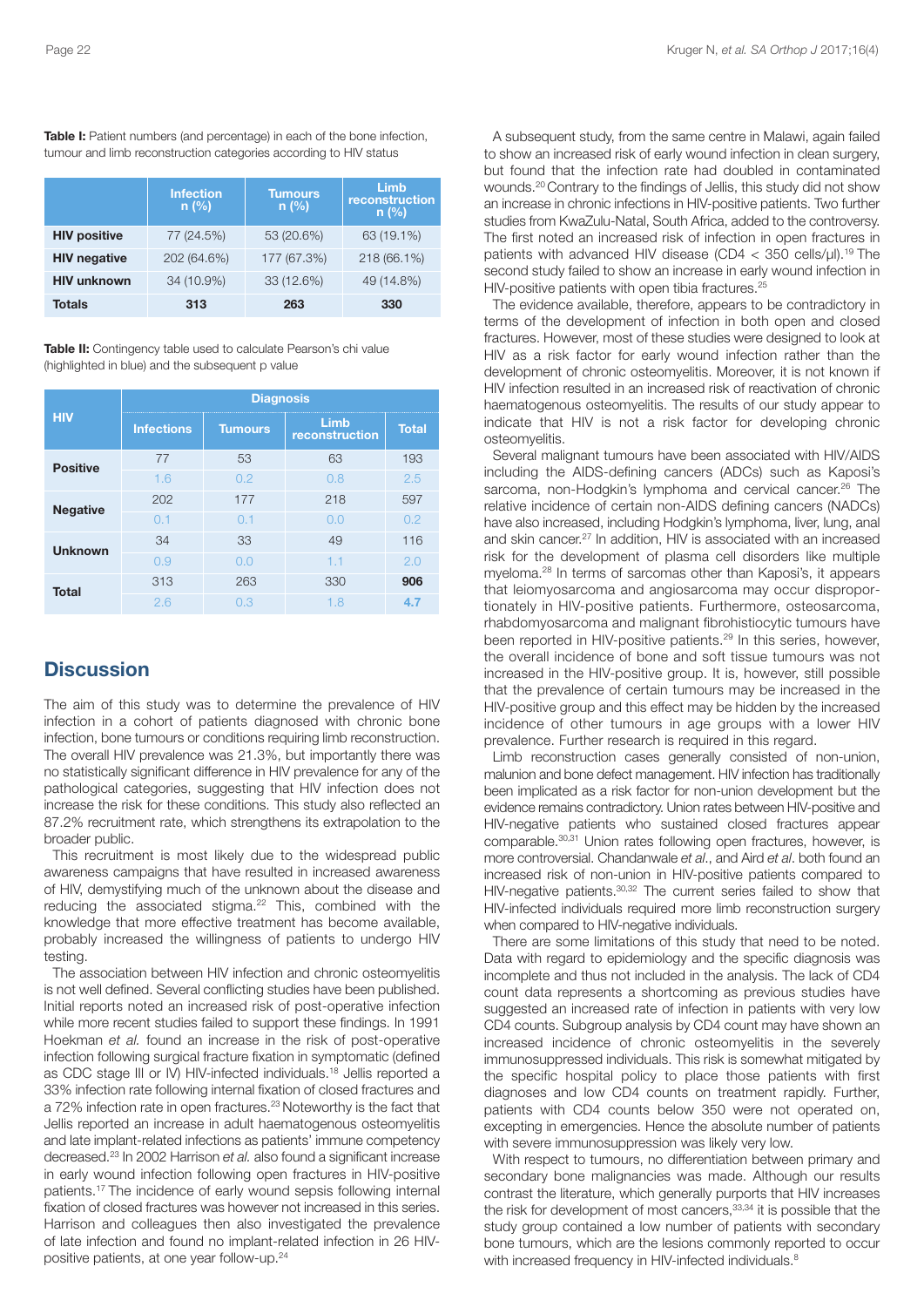**Table I:** Patient numbers (and percentage) in each of the bone infection, tumour and limb reconstruction categories according to HIV status

| | Infection n (%) | Tumours n (%) | Limb reconstruction n (%) |
|---|---|---|---|
| **HIV positive** | 77 (24.5%) | 53 (20.6%) | 63 (19.1%) |
| **HIV negative** | 202 (64.6%) | 177 (67.3%) | 218 (66.1%) |
| **HIV unknown** | 34 (10.9%) | 33 (12.6%) | 49 (14.8%) |
| **Totals** | **313** | **263** | **330** |

**Table II:** Contingency table used to calculate Pearson's chi value (highlighted in blue) and the subsequent p value

| HIV | Diagnosis | | | |
|---|---|---|---|---|
| | **Infections** | **Tumours** | **Limb reconstruction** | **Total** |
| **Positive** | 77 | 53 | 63 | 193 |
| | 1.6 | 0.2 | 0.8 | 2.5 |
| **Negative** | 202 | 177 | 218 | 597 |
| | 0.1 | 0.1 | 0.0 | 0.2 |
| **Unknown** | 34 | 33 | 49 | 116 |
| | 0.9 | 0.0 | 1.1 | 2.0 |
| **Total** | 313 | 263 | 330 | **906** |
| | 2.6 | 0.3 | 1.8 | **4.7** |

## Discussion

The aim of this study was to determine the prevalence of HIV infection in a cohort of patients diagnosed with chronic bone infection, bone tumours or conditions requiring limb reconstruction. The overall HIV prevalence was 21.3%, but importantly there was no statistically significant difference in HIV prevalence for any of the pathological categories, suggesting that HIV infection does not increase the risk for these conditions. This study also reflected an 87.2% recruitment rate, which strengthens its extrapolation to the broader public.

This recruitment is most likely due to the widespread public awareness campaigns that have resulted in increased awareness of HIV, demystifying much of the unknown about the disease and reducing the associated stigma.[22] This, combined with the knowledge that more effective treatment has become available, probably increased the willingness of patients to undergo HIV testing.

The association between HIV infection and chronic osteomyelitis is not well defined. Several conflicting studies have been published. Initial reports noted an increased risk of post-operative infection while more recent studies failed to support these findings. In 1991 Hoekman *et al.* found an increase in the risk of post-operative infection following surgical fracture fixation in symptomatic (defined as CDC stage III or IV) HIV-infected individuals.[18] Jellis reported a 33% infection rate following internal fixation of closed fractures and a 72% infection rate in open fractures.[23] Noteworthy is the fact that Jellis reported an increase in adult haematogenous osteomyelitis and late implant-related infections as patients' immune competency decreased.[23] In 2002 Harrison *et al.* also found a significant increase in early wound infection following open fractures in HIV-positive patients.[17] The incidence of early wound sepsis following internal fixation of closed fractures was however not increased in this series. Harrison and colleagues then also investigated the prevalence of late infection and found no implant-related infection in 26 HIV-positive patients, at one year follow-up.[24]

A subsequent study, from the same centre in Malawi, again failed to show an increased risk of early wound infection in clean surgery, but found that the infection rate had doubled in contaminated wounds.[20] Contrary to the findings of Jellis, this study did not show an increase in chronic infections in HIV-positive patients. Two further studies from KwaZulu-Natal, South Africa, added to the controversy. The first noted an increased risk of infection in open fractures in patients with advanced HIV disease (CD4 < 350 cells/μl).[19] The second study failed to show an increase in early wound infection in HIV-positive patients with open tibia fractures.[25]

The evidence available, therefore, appears to be contradictory in terms of the development of infection in both open and closed fractures. However, most of these studies were designed to look at HIV as a risk factor for early wound infection rather than the development of chronic osteomyelitis. Moreover, it is not known if HIV infection resulted in an increased risk of reactivation of chronic haematogenous osteomyelitis. The results of our study appear to indicate that HIV is not a risk factor for developing chronic osteomyelitis.

Several malignant tumours have been associated with HIV/AIDS including the AIDS-defining cancers (ADCs) such as Kaposi's sarcoma, non-Hodgkin's lymphoma and cervical cancer.[26] The relative incidence of certain non-AIDS defining cancers (NADCs) have also increased, including Hodgkin's lymphoma, liver, lung, anal and skin cancer.[27] In addition, HIV is associated with an increased risk for the development of plasma cell disorders like multiple myeloma.[28] In terms of sarcomas other than Kaposi's, it appears that leiomyosarcoma and angiosarcoma may occur disproportionately in HIV-positive patients. Furthermore, osteosarcoma, rhabdomyosarcoma and malignant fibrohistiocytic tumours have been reported in HIV-positive patients.[29] In this series, however, the overall incidence of bone and soft tissue tumours was not increased in the HIV-positive group. It is, however, still possible that the prevalence of certain tumours may be increased in the HIV-positive group and this effect may be hidden by the increased incidence of other tumours in age groups with a lower HIV prevalence. Further research is required in this regard.

Limb reconstruction cases generally consisted of non-union, malunion and bone defect management. HIV infection has traditionally been implicated as a risk factor for non-union development but the evidence remains contradictory. Union rates between HIV-positive and HIV-negative patients who sustained closed fractures appear comparable.[30,31] Union rates following open fractures, however, is more controversial. Chandanwale *et al.*, and Aird *et al.* both found an increased risk of non-union in HIV-positive patients compared to HIV-negative patients.[30,32] The current series failed to show that HIV-infected individuals required more limb reconstruction surgery when compared to HIV-negative individuals.

There are some limitations of this study that need to be noted. Data with regard to epidemiology and the specific diagnosis was incomplete and thus not included in the analysis. The lack of CD4 count data represents a shortcoming as previous studies have suggested an increased rate of infection in patients with very low CD4 counts. Subgroup analysis by CD4 count may have shown an increased incidence of chronic osteomyelitis in the severely immunosuppressed individuals. This risk is somewhat mitigated by the specific hospital policy to place those patients with first diagnoses and low CD4 counts on treatment rapidly. Further, patients with CD4 counts below 350 were not operated on, excepting in emergencies. Hence the absolute number of patients with severe immunosuppression was likely very low.

With respect to tumours, no differentiation between primary and secondary bone malignancies was made. Although our results contrast the literature, which generally purports that HIV increases the risk for development of most cancers,[33,34] it is possible that the study group contained a low number of patients with secondary bone tumours, which are the lesions commonly reported to occur with increased frequency in HIV-infected individuals.[8]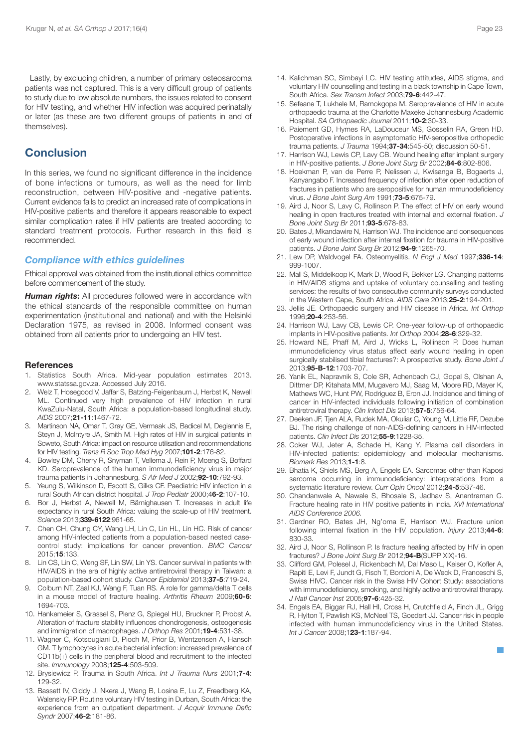Lastly, by excluding children, a number of primary osteosarcoma patients was not captured. This is a very difficult group of patients to study due to low absolute numbers, the issues related to consent for HIV testing, and whether HIV infection was acquired perinatally or later (as these are two different groups of patients in and of themselves).

## Conclusion

In this series, we found no significant difference in the incidence of bone infections or tumours, as well as the need for limb reconstruction, between HIV-positive and -negative patients. Current evidence fails to predict an increased rate of complications in HIV-positive patients and therefore it appears reasonable to expect similar complication rates if HIV patients are treated according to standard treatment protocols. Further research in this field is recommended.

### *Compliance with ethics guidelines*

Ethical approval was obtained from the institutional ethics committee before commencement of the study.

***Human rights*:** All procedures followed were in accordance with the ethical standards of the responsible committee on human experimentation (institutional and national) and with the Helsinki Declaration 1975, as revised in 2008. Informed consent was obtained from all patients prior to undergoing an HIV test.

### References

1. Statistics South Africa. Mid-year population estimates 2013. www.statssa.gov.za. Accessed July 2016.
2. Welz T, Hosegood V, Jaffar S, Batzing-Feigenbaum J, Herbst K, Newell ML. Continued very high prevalence of HIV infection in rural KwaZulu-Natal, South Africa: a population-based longitudinal study. *AIDS* 2007;**21-11**:1467-72.
3. Martinson NA, Omar T, Gray GE, Vermaak JS, Badicel M, Degiannis E, Steyn J, McIntyre JA, Smith M. High rates of HIV in surgical patients in Soweto, South Africa: impact on resource utilisation and recommendations for HIV testing. *Trans R Soc Trop Med Hyg* 2007;**101-2**:176-82.
4. Bowley DM, Cherry R, Snyman T, Vellema J, Rein P, Moeng S, Boffard KD. Seroprevalence of the human immunodeficiency virus in major trauma patients in Johannesburg. *S Afr Med J* 2002;**92-10**:792-93.
5. Yeung S, Wilkinson D, Escott S, Gilks CF. Paediatric HIV infection in a rural South African district hospital. *J Trop Pediatr* 2000;4**6-2**:107-10.
6. Bor J, Herbst A, Newell M, Bärnighausen T. Increases in adult life expectancy in rural South Africa: valuing the scale-up of HIV treatment. *Science* 2013;**339-6122**:961-65.
7. Chen CH, Chung CY, Wang LH, Lin C, Lin HL, Lin HC. Risk of cancer among HIV-infected patients from a population-based nested case-control study: implications for cancer prevention. *BMC Cancer* 2015;**15**:133.
8. Lin CS, Lin C, Weng SF, Lin SW, Lin YS. Cancer survival in patients with HIV/AIDS in the era of highly active antiretroviral therapy in Taiwan: a population-based cohort study. *Cancer Epidemiol* 2013;**37-5**:719-24.
9. Colburn NT, Zaal KJ, Wang F, Tuan RS. A role for gamma/delta T cells in a mouse model of fracture healing. *Arthritis Rheum* 2009;**60-6**: 1694-703.
10. Hankemeier S, Grassel S, Plenz G, Spiegel HU, Bruckner P, Probst A. Alteration of fracture stability influences chondrogenesis, osteogenesis and immigration of macrophages. *J Orthop Res* 2001;**19-4**:531-38.
11. Wagner C, Kotsougiani D, Pioch M, Prior B, Wentzensen A, Hansch GM. T lymphocytes in acute bacterial infection: increased prevalence of CD11b(+) cells in the peripheral blood and recruitment to the infected site. *Immunology* 2008;**125-4**:503-509.
12. Brysiewicz P. Trauma in South Africa. *Int J Trauma Nurs* 2001;**7-4**: 129-32.
13. Bassett IV, Giddy J, Nkera J, Wang B, Losina E, Lu Z, Freedberg KA, Walensky RP. Routine voluntary HIV testing in Durban, South Africa: the experience from an outpatient department. *J Acquir Immune Defic Syndr* 2007;**46-2**:181-86.
14. Kalichman SC, Simbayi LC. HIV testing attitudes, AIDS stigma, and voluntary HIV counselling and testing in a black township in Cape Town, South Africa. *Sex Transm Infect* 2003;**79-6**:442-47.
15. Sefeane T, Lukhele M, Ramokgopa M. Seroprevalence of HIV in acute orthopaedic trauma at the Charlotte Maxeke Johannesburg Academic Hospital. *SA Orthopaedic Journal* 2011;**10-2**:30-33.
16. Paiement GD, Hymes RA, LaDouceur MS, Gosselin RA, Green HD. Postoperative infections in asymptomatic HIV-seropositive orthopedic trauma patients. *J Trauma* 1994;**37-34**:545-50; discussion 50-51.
17. Harrison WJ, Lewis CP, Lavy CB. Wound healing after implant surgery in HIV-positive patients. *J Bone Joint Surg Br* 2002;**84-6**:802-806.
18. Hoekman P, van de Perre P, Nelissen J, Kwisanga B, Bogaerts J, Kanyangabo F. Increased frequency of infection after open reduction of fractures in patients who are seropositive for human immunodeficiency virus. *J Bone Joint Surg Am* 1991;**73-5**:675-79.
19. Aird J, Noor S, Lavy C, Rollinson P. The effect of HIV on early wound healing in open fractures treated with internal and external fixation. *J Bone Joint Surg Br* 2011;**93-5**:678-83.
20. Bates J, Mkandawire N, Harrison WJ. The incidence and consequences of early wound infection after internal fixation for trauma in HIV-positive patients. *J Bone Joint Surg Br* 2012;**94-9**:1265-70.
21. Lew DP, Waldvogel FA. Osteomyelitis. *N Engl J Med* 1997;**336-14**: 999-1007.
22. Mall S, Middelkoop K, Mark D, Wood R, Bekker LG. Changing patterns in HIV/AIDS stigma and uptake of voluntary counselling and testing services: the results of two consecutive community surveys conducted in the Western Cape, South Africa. *AIDS Care* 2013;**25-2**:194-201.
23. Jellis JE. Orthopaedic surgery and HIV disease in Africa. *Int Orthop* 1996;**20-4**:253-56.
24. Harrison WJ, Lavy CB, Lewis CP. One-year follow-up of orthopaedic implants in HIV-positive patients. *Int Orthop* 2004;**28-6**:329-32.
25. Howard NE, Phaff M, Aird J, Wicks L, Rollinson P. Does human immunodeficiency virus status affect early wound healing in open surgically stabilised tibial fractures?: A prospective study. *Bone Joint J* 2013;**95-B-12**:1703-707.
26. Yanik EL, Napravnik S, Cole SR, Achenbach CJ, Gopal S, Olshan A, Dittmer DP, Kitahata MM, Mugavero MJ, Saag M, Moore RD, Mayer K, Mathews WC, Hunt PW, Rodriguez B, Eron JJ. Incidence and timing of cancer in HIV-infected individuals following initiation of combination antiretroviral therapy. *Clin Infect Dis* 2013;**57-5**:756-64.
27. Deeken JF, Tjen ALA, Rudek MA, Okuliar C, Young M, Little RF, Dezube BJ. The rising challenge of non-AIDS-defining cancers in HIV-infected patients. *Clin Infect Dis* 2012;**55-9**:1228-35.
28. Coker WJ, Jeter A, Schade H, Kang Y. Plasma cell disorders in HIV-infected patients: epidemiology and molecular mechanisms. *Biomark Res* 2013;**1-1**:8.
29. Bhatia K, Shiels MS, Berg A, Engels EA. Sarcomas other than Kaposi sarcoma occurring in immunodeficiency: interpretations from a systematic literature review. *Curr Opin Oncol* 2012;**24-5**:537-46.
30. Chandanwale A, Nawale S, Bhosale S, Jadhav S, Anantraman C. Fracture healing rate in HIV positive patients in India. *XVI International AIDS Conference 2006.*
31. Gardner RO, Bates JH, Ng'oma E, Harrison WJ. Fracture union following internal fixation in the HIV population. *Injury* 2013;**44-6**: 830-33.
32. Aird J, Noor S, Rollinson P. Is fracture healing affected by HIV in open fractures? *J Bone Joint Surg Br* 2012;**94-B**(SUPP XIX)-16.
33. Clifford GM, Polesel J, Rickenbach M, Dal Maso L, Keiser O, Kofler A, Rapiti E, Levi F, Jundt G, Fisch T, Bordoni A, De Weck D, Franceschi S, Swiss HIVC. Cancer risk in the Swiss HIV Cohort Study: associations with immunodeficiency, smoking, and highly active antiretroviral therapy. *J Natl Cancer Inst* 2005;**97-6**:425-32.
34. Engels EA, Biggar RJ, Hall HI, Cross H, Crutchfield A, Finch JL, Grigg R, Hylton T, Pawlish KS, McNeel TS, Goedert JJ. Cancer risk in people infected with human immunodeficiency virus in the United States. *Int J Cancer* 2008;1**23-1**:187-94.